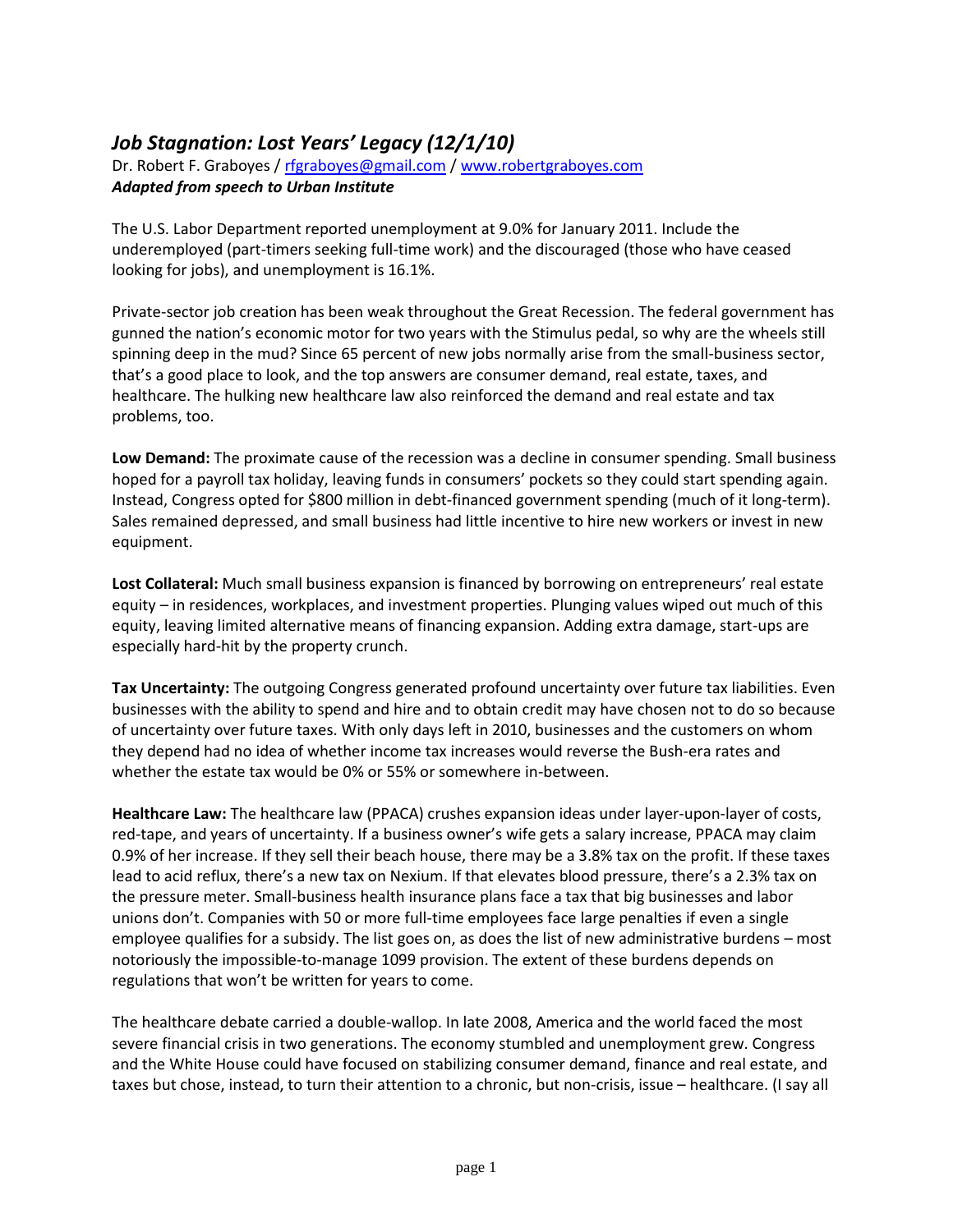## *Job Stagnation: Lost Years' Legacy (12/1/10)*

Dr. Robert F. Graboyes / rfgraboyes@gmail.com / www.robertgraboyes.com
***Adapted from speech to Urban Institute***

The U.S. Labor Department reported unemployment at 9.0% for January 2011. Include the underemployed (part-timers seeking full-time work) and the discouraged (those who have ceased looking for jobs), and unemployment is 16.1%.

Private-sector job creation has been weak throughout the Great Recession. The federal government has gunned the nation's economic motor for two years with the Stimulus pedal, so why are the wheels still spinning deep in the mud? Since 65 percent of new jobs normally arise from the small-business sector, that's a good place to look, and the top answers are consumer demand, real estate, taxes, and healthcare. The hulking new healthcare law also reinforced the demand and real estate and tax problems, too.

**Low Demand:** The proximate cause of the recession was a decline in consumer spending. Small business hoped for a payroll tax holiday, leaving funds in consumers' pockets so they could start spending again. Instead, Congress opted for $800 million in debt-financed government spending (much of it long-term). Sales remained depressed, and small business had little incentive to hire new workers or invest in new equipment.

**Lost Collateral:** Much small business expansion is financed by borrowing on entrepreneurs' real estate equity – in residences, workplaces, and investment properties. Plunging values wiped out much of this equity, leaving limited alternative means of financing expansion. Adding extra damage, start-ups are especially hard-hit by the property crunch.

**Tax Uncertainty:** The outgoing Congress generated profound uncertainty over future tax liabilities. Even businesses with the ability to spend and hire and to obtain credit may have chosen not to do so because of uncertainty over future taxes. With only days left in 2010, businesses and the customers on whom they depend had no idea of whether income tax increases would reverse the Bush-era rates and whether the estate tax would be 0% or 55% or somewhere in-between.

**Healthcare Law:** The healthcare law (PPACA) crushes expansion ideas under layer-upon-layer of costs, red-tape, and years of uncertainty. If a business owner's wife gets a salary increase, PPACA may claim 0.9% of her increase. If they sell their beach house, there may be a 3.8% tax on the profit. If these taxes lead to acid reflux, there's a new tax on Nexium. If that elevates blood pressure, there's a 2.3% tax on the pressure meter. Small-business health insurance plans face a tax that big businesses and labor unions don't. Companies with 50 or more full-time employees face large penalties if even a single employee qualifies for a subsidy. The list goes on, as does the list of new administrative burdens – most notoriously the impossible-to-manage 1099 provision. The extent of these burdens depends on regulations that won't be written for years to come.

The healthcare debate carried a double-wallop. In late 2008, America and the world faced the most severe financial crisis in two generations. The economy stumbled and unemployment grew. Congress and the White House could have focused on stabilizing consumer demand, finance and real estate, and taxes but chose, instead, to turn their attention to a chronic, but non-crisis, issue – healthcare. (I say all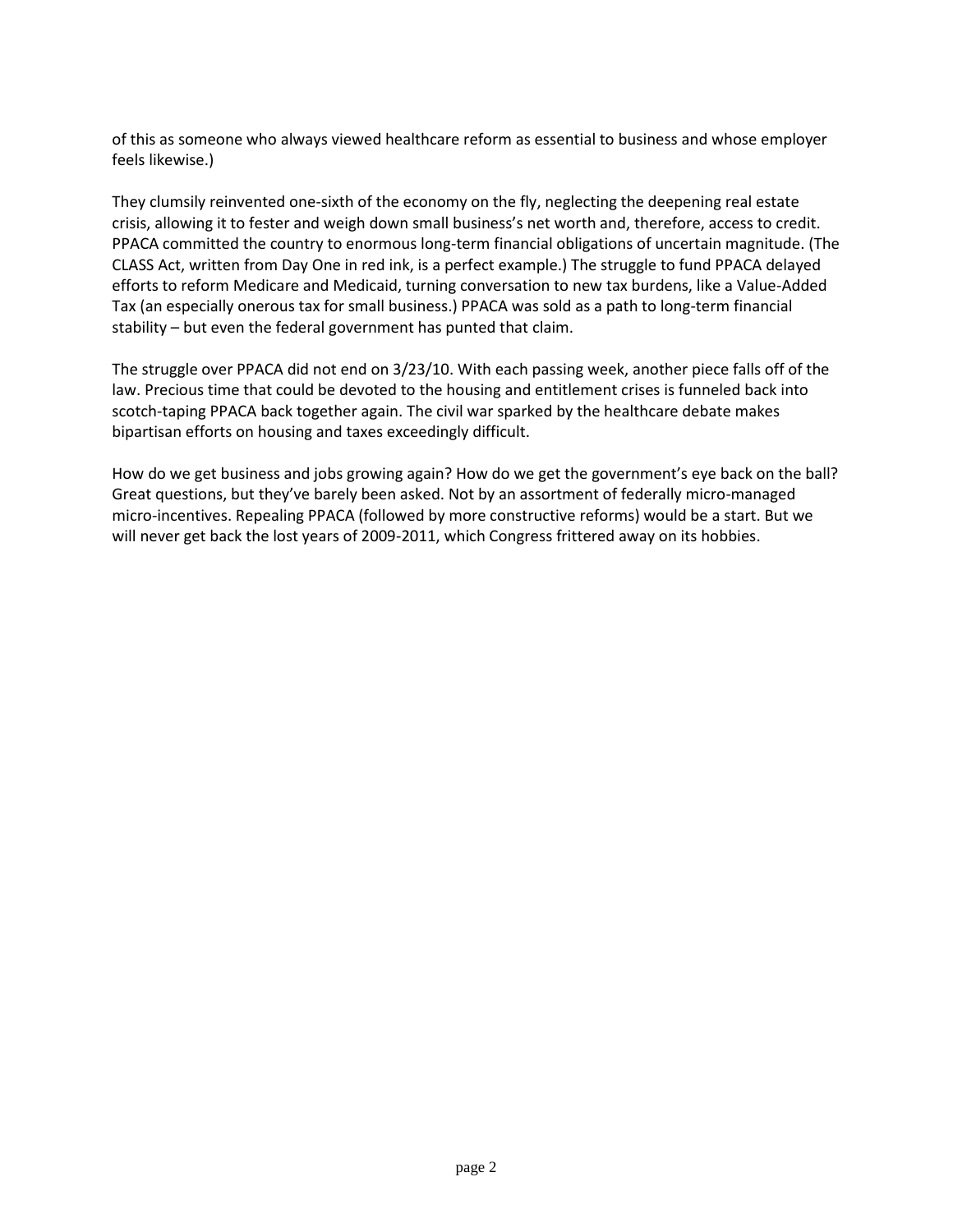of this as someone who always viewed healthcare reform as essential to business and whose employer feels likewise.)

They clumsily reinvented one-sixth of the economy on the fly, neglecting the deepening real estate crisis, allowing it to fester and weigh down small business's net worth and, therefore, access to credit. PPACA committed the country to enormous long-term financial obligations of uncertain magnitude. (The CLASS Act, written from Day One in red ink, is a perfect example.) The struggle to fund PPACA delayed efforts to reform Medicare and Medicaid, turning conversation to new tax burdens, like a Value-Added Tax (an especially onerous tax for small business.) PPACA was sold as a path to long-term financial stability – but even the federal government has punted that claim.

The struggle over PPACA did not end on 3/23/10. With each passing week, another piece falls off of the law. Precious time that could be devoted to the housing and entitlement crises is funneled back into scotch-taping PPACA back together again. The civil war sparked by the healthcare debate makes bipartisan efforts on housing and taxes exceedingly difficult.

How do we get business and jobs growing again? How do we get the government's eye back on the ball? Great questions, but they've barely been asked. Not by an assortment of federally micro-managed micro-incentives. Repealing PPACA (followed by more constructive reforms) would be a start. But we will never get back the lost years of 2009-2011, which Congress frittered away on its hobbies.